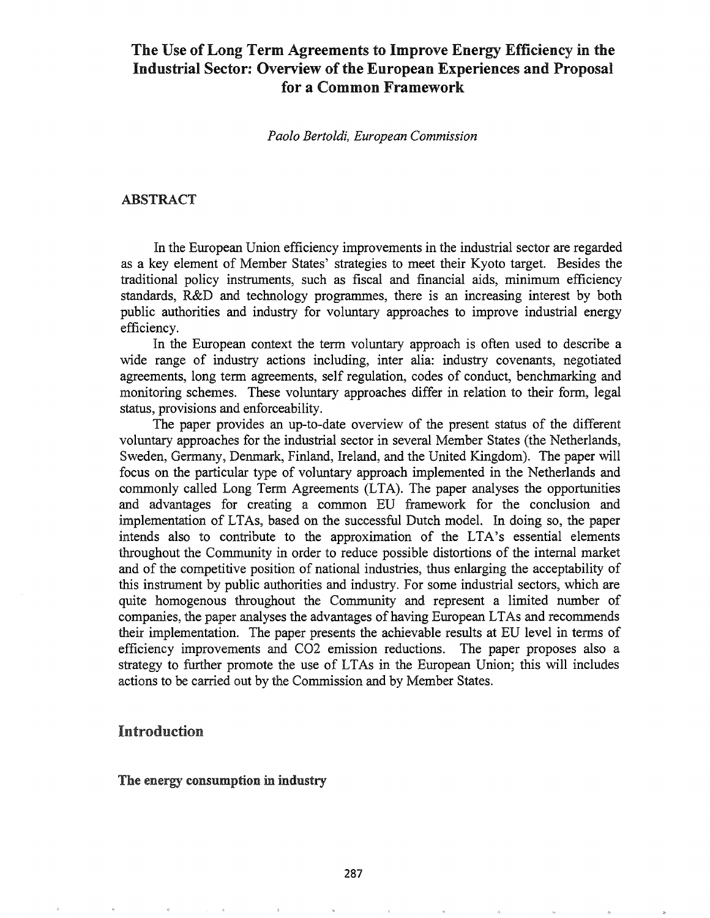# The Use of Long Term Agreements to Improve Energy Efficiency in the Industrial Sector: Overview of the European Experiences and Proposal for a Common Framework

*Paolo Bertoldi, European Commission*

## ABSTRACT

In the European Union efficiency improvements in the industrial sector are regarded as a key element of Member States' strategies to meet their Kyoto target. Besides the traditional policy instruments, such as fiscal and financial aids, minimum efficiency standards, R&D and technology programmes, there is an increasing interest by both public authorities and industry for voluntary approaches to improve industrial energy efficiency.

In the European context the term voluntary approach is often used to describe a wide range of industry actions including, inter alia: industry covenants, negotiated agreements, long term agreements, self regulation, codes of conduct, benchmarking and monitoring schemes. These voluntary approaches differ in relation to their form, legal status, provisions and enforceability.

The paper provides an up-to-date overview of the present status of the different voluntary approaches for the industrial sector in several Member States (the Netherlands, Sweden, Germany, Denmark, Finland, Ireland, and the United Kingdom). The paper will focus on the particular type of voluntary approach implemented in the Netherlands and commonly called Long Term Agreements (LTA). The paper analyses the opportunities and advantages for creating a common EU framework for the conclusion and implementation of LTAs, based on the successful Dutch model. In doing so, the paper intends also to contribute to the approximation of the LTA's essential elements throughout the Community in order to reduce possible distortions of the internal market and of the competitive position of national industries, thus enlarging the acceptability of this instrument by public authorities and industry. For some industrial sectors, which are quite homogenous throughout the Community and represent a limited number of companies, the paper analyses the advantages of having European LTAs and recommends their implementation. The paper presents the achievable results at EU level in terms of efficiency improvements and $CO_2$ emission reductions. The paper proposes also a strategy to further promote the use of LTAs in the European Union; this will includes actions to be carried out by the Commission and by Member States.

## Introduction

### The energy consumption in industry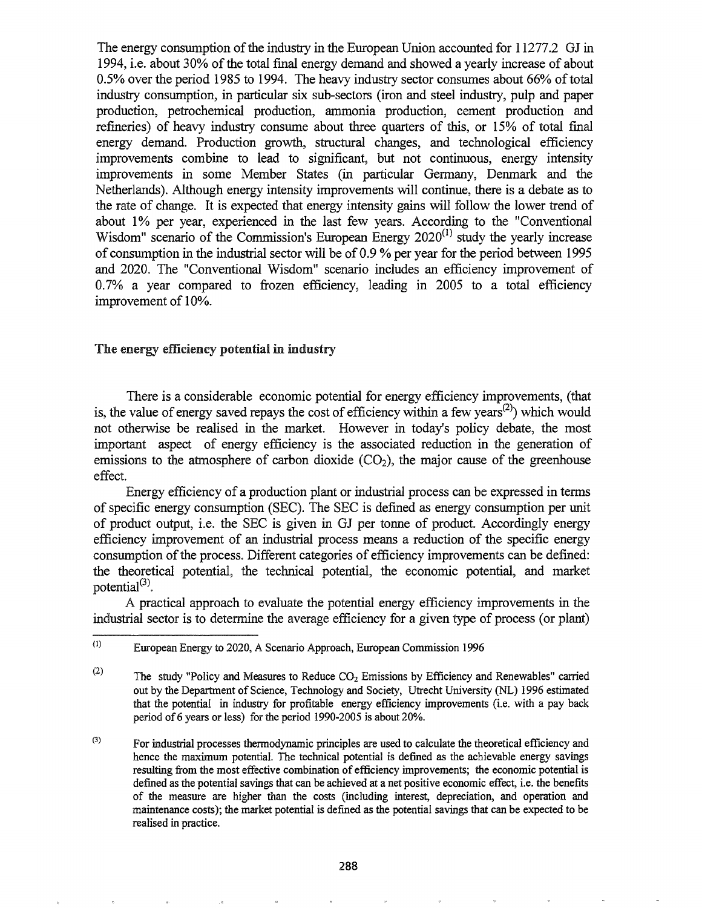The energy consumption of the industry in the European Union accounted for 11277.2 GJ in 1994, i.e. about 30% of the total final energy demand and showed a yearly increase of about 0.5% over the period 1985 to 1994. The heavy industry sector consumes about 66% of total industry consumption, in particular six sub-sectors (iron and steel industry, pulp and paper production, petrochemical production, ammonia production, cement production and refineries) of heavy industry consume about three quarters of this, or 15% of total final energy demand. Production growth, structural changes, and technological efficiency improvements combine to lead to significant, but not continuous, energy intensity improvements in some Member States (in particular Germany, Denmark and the Netherlands). Although energy intensity improvements will continue, there is a debate as to the rate of change. It is expected that energy intensity gains will follow the lower trend of about 1% per year, experienced in the last few years. According to the "Conventional Wisdom" scenario of the Commission's European Energy 2020[(1)] study the yearly increase of consumption in the industrial sector will be of 0.9 % per year for the period between 1995 and 2020. The "Conventional Wisdom" scenario includes an efficiency improvement of 0.7% a year compared to frozen efficiency, leading in 2005 to a total efficiency improvement of 10%.

## The energy efficiency potential in industry

There is a considerable economic potential for energy efficiency improvements, (that is, the value of energy saved repays the cost of efficiency within a few years[(2)]) which would not otherwise be realised in the market. However in today's policy debate, the most important aspect of energy efficiency is the associated reduction in the generation of emissions to the atmosphere of carbon dioxide ($CO_2$), the major cause of the greenhouse effect.

Energy efficiency of a production plant or industrial process can be expressed in terms of specific energy consumption (SEC). The SEC is defined as energy consumption per unit of product output, i.e. the SEC is given in GJ per tonne of product. Accordingly energy efficiency improvement of an industrial process means a reduction of the specific energy consumption of the process. Different categories of efficiency improvements can be defined: the theoretical potential, the technical potential, the economic potential, and market potential[(3)].

A practical approach to evaluate the potential energy efficiency improvements in the industrial sector is to determine the average efficiency for a given type of process (or plant)

---

(1) European Energy to 2020, A Scenario Approach, European Commission 1996

(2) The study "Policy and Measures to Reduce $CO_2$ Emissions by Efficiency and Renewables" carried out by the Department of Science, Technology and Society, Utrecht University (NL) 1996 estimated that the potential in industry for profitable energy efficiency improvements (i.e. with a pay back period of 6 years or less) for the period 1990-2005 is about 20%.

(3) For industrial processes thermodynamic principles are used to calculate the theoretical efficiency and hence the maximum potential. The technical potential is defined as the achievable energy savings resulting from the most effective combination of efficiency improvements; the economic potential is defined as the potential savings that can be achieved at a net positive economic effect, i.e. the benefits of the measure are higher than the costs (including interest, depreciation, and operation and maintenance costs); the market potential is defined as the potential savings that can be expected to be realised in practice.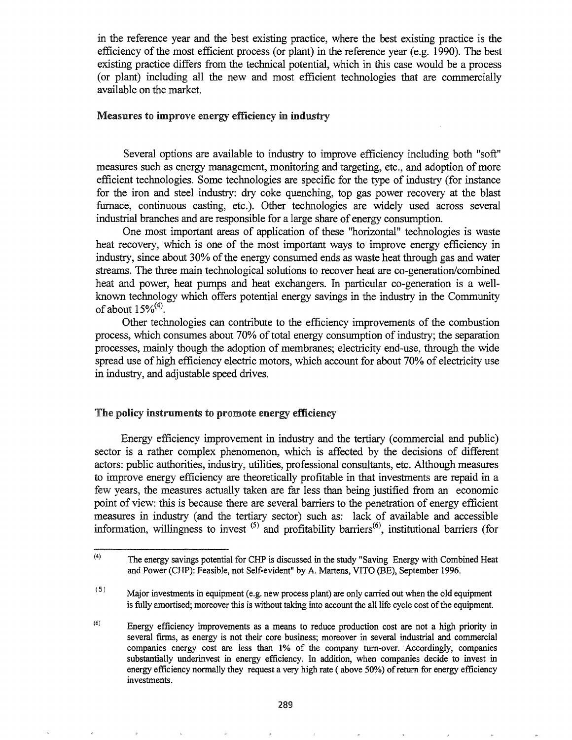in the reference year and the best existing practice, where the best existing practice is the efficiency of the most efficient process (or plant) in the reference year (e.g. 1990). The best existing practice differs from the technical potential, which in this case would be a process (or plant) including all the new and most efficient technologies that are commercially available on the market.

## Measures to improve energy efficiency in industry

Several options are available to industry to improve efficiency including both "soft" measures such as energy management, monitoring and targeting, etc., and adoption of more efficient technologies. Some technologies are specific for the type of industry (for instance for the iron and steel industry: dry coke quenching, top gas power recovery at the blast furnace, continuous casting, etc.). Other technologies are widely used across several industrial branches and are responsible for a large share of energy consumption.

One most important areas of application of these "horizontal" technologies is waste heat recovery, which is one of the most important ways to improve energy efficiency in industry, since about 30% of the energy consumed ends as waste heat through gas and water streams. The three main technological solutions to recover heat are co-generation/combined heat and power, heat pumps and heat exchangers. In particular co-generation is a well-known technology which offers potential energy savings in the industry in the Community of about 15%[4].

Other technologies can contribute to the efficiency improvements of the combustion process, which consumes about 70% of total energy consumption of industry; the separation processes, mainly though the adoption of membranes; electricity end-use, through the wide spread use of high efficiency electric motors, which account for about 70% of electricity use in industry, and adjustable speed drives.

## The policy instruments to promote energy efficiency

Energy efficiency improvement in industry and the tertiary (commercial and public) sector is a rather complex phenomenon, which is affected by the decisions of different actors: public authorities, industry, utilities, professional consultants, etc. Although measures to improve energy efficiency are theoretically profitable in that investments are repaid in a few years, the measures actually taken are far less than being justified from an economic point of view: this is because there are several barriers to the penetration of energy efficient measures in industry (and the tertiary sector) such as: lack of available and accessible information, willingness to invest [5] and profitability barriers[6], institutional barriers (for

---

[4] The energy savings potential for CHP is discussed in the study "Saving Energy with Combined Heat and Power (CHP): Feasible, not Self-evident" by A. Martens, VITO (BE), September 1996.

[5] Major investments in equipment (e.g. new process plant) are only carried out when the old equipment is fully amortised; moreover this is without taking into account the all life cycle cost of the equipment.

[6] Energy efficiency improvements as a means to reduce production cost are not a high priority in several firms, as energy is not their core business; moreover in several industrial and commercial companies energy cost are less than 1% of the company turn-over. Accordingly, companies substantially underinvest in energy efficiency. In addition, when companies decide to invest in energy efficiency normally they request a very high rate ( above 50%) of return for energy efficiency investments.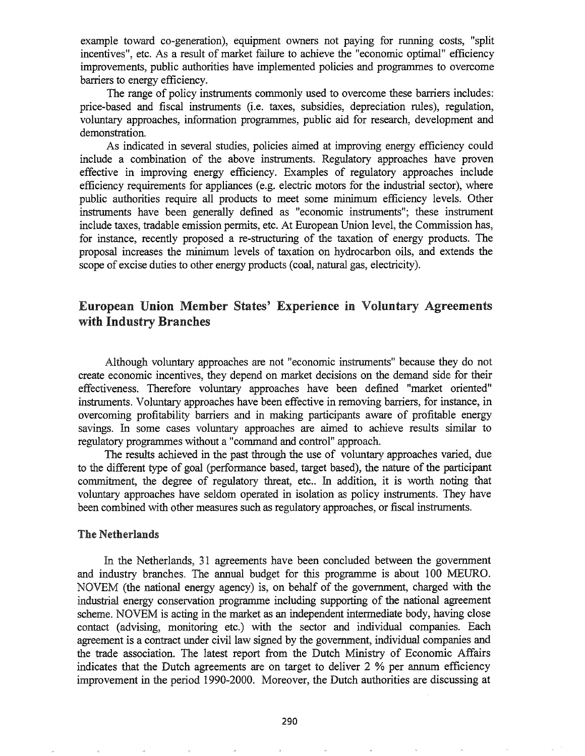example toward co-generation), equipment owners not paying for running costs, "split incentives", etc. As a result of market failure to achieve the "economic optimal" efficiency improvements, public authorities have implemented policies and programmes to overcome barriers to energy efficiency.

The range of policy instruments commonly used to overcome these barriers includes: price-based and fiscal instruments (i.e. taxes, subsidies, depreciation rules), regulation, voluntary approaches, information programmes, public aid for research, development and demonstration.

As indicated in several studies, policies aimed at improving energy efficiency could include a combination of the above instruments. Regulatory approaches have proven effective in improving energy efficiency. Examples of regulatory approaches include efficiency requirements for appliances (e.g. electric motors for the industrial sector), where public authorities require all products to meet some minimum efficiency levels. Other instruments have been generally defined as "economic instruments"; these instrument include taxes, tradable emission permits, etc. At European Union level, the Commission has, for instance, recently proposed a re-structuring of the taxation of energy products. The proposal increases the minimum levels of taxation on hydrocarbon oils, and extends the scope of excise duties to other energy products (coal, natural gas, electricity).

## European Union Member States' Experience in Voluntary Agreements with Industry Branches

Although voluntary approaches are not "economic instruments" because they do not create economic incentives, they depend on market decisions on the demand side for their effectiveness. Therefore voluntary approaches have been defined "market oriented" instruments. Voluntary approaches have been effective in removing barriers, for instance, in overcoming profitability barriers and in making participants aware of profitable energy savings. In some cases voluntary approaches are aimed to achieve results similar to regulatory programmes without a "command and control" approach.

The results achieved in the past through the use of voluntary approaches varied, due to the different type of goal (performance based, target based), the nature of the participant commitment, the degree of regulatory threat, etc.. In addition, it is worth noting that voluntary approaches have seldom operated in isolation as policy instruments. They have been combined with other measures such as regulatory approaches, or fiscal instruments.

### The Netherlands

In the Netherlands, 31 agreements have been concluded between the government and industry branches. The annual budget for this programme is about 100 MEURO. NOVEM (the national energy agency) is, on behalf of the government, charged with the industrial energy conservation programme including supporting of the national agreement scheme. NOVEM is acting in the market as an independent intermediate body, having close contact (advising, monitoring etc.) with the sector and individual companies. Each agreement is a contract under civil law signed by the government, individual companies and the trade association. The latest report from the Dutch Ministry of Economic Affairs indicates that the Dutch agreements are on target to deliver 2 % per annum efficiency improvement in the period 1990-2000. Moreover, the Dutch authorities are discussing at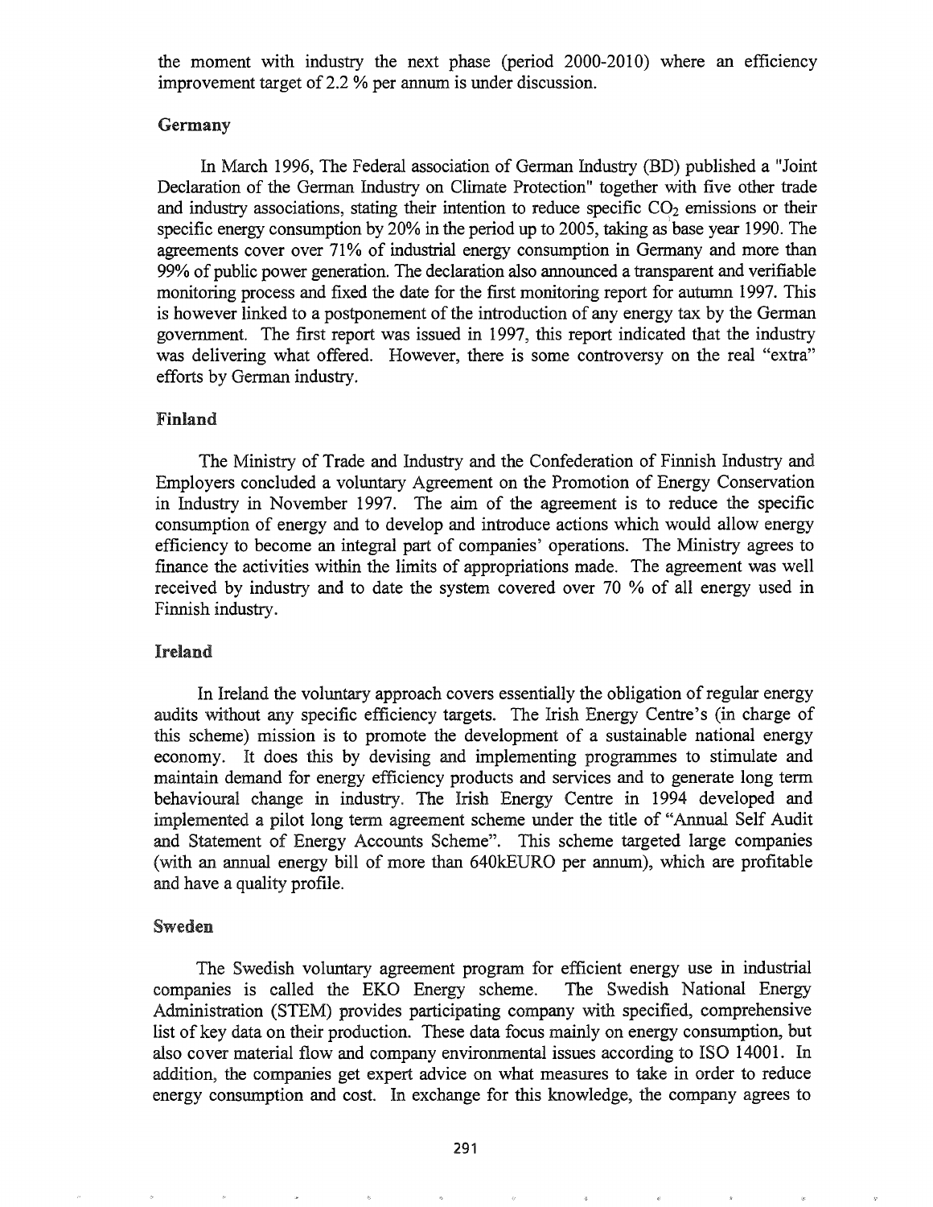the moment with industry the next phase (period 2000-2010) where an efficiency improvement target of 2.2 % per annum is under discussion.

### Germany

In March 1996, The Federal association of German Industry (BD) published a "Joint Declaration of the German Industry on Climate Protection" together with five other trade and industry associations, stating their intention to reduce specific $CO_2$ emissions or their specific energy consumption by 20% in the period up to 2005, taking as base year 1990. The agreements cover over 71% of industrial energy consumption in Germany and more than 99% of public power generation. The declaration also announced a transparent and verifiable monitoring process and fixed the date for the first monitoring report for autumn 1997. This is however linked to a postponement of the introduction of any energy tax by the German government. The first report was issued in 1997, this report indicated that the industry was delivering what offered. However, there is some controversy on the real "extra" efforts by German industry.

### Finland

The Ministry of Trade and Industry and the Confederation of Finnish Industry and Employers concluded a voluntary Agreement on the Promotion of Energy Conservation in Industry in November 1997. The aim of the agreement is to reduce the specific consumption of energy and to develop and introduce actions which would allow energy efficiency to become an integral part of companies' operations. The Ministry agrees to finance the activities within the limits of appropriations made. The agreement was well received by industry and to date the system covered over 70 % of all energy used in Finnish industry.

### Ireland

In Ireland the voluntary approach covers essentially the obligation of regular energy audits without any specific efficiency targets. The Irish Energy Centre's (in charge of this scheme) mission is to promote the development of a sustainable national energy economy. It does this by devising and implementing programmes to stimulate and maintain demand for energy efficiency products and services and to generate long term behavioural change in industry. The Irish Energy Centre in 1994 developed and implemented a pilot long term agreement scheme under the title of "Annual Self Audit and Statement of Energy Accounts Scheme". This scheme targeted large companies (with an annual energy bill of more than 640kEURO per annum), which are profitable and have a quality profile.

### Sweden

The Swedish voluntary agreement program for efficient energy use in industrial companies is called the EKO Energy scheme. The Swedish National Energy Administration (STEM) provides participating company with specified, comprehensive list of key data on their production. These data focus mainly on energy consumption, but also cover material flow and company environmental issues according to ISO 14001. In addition, the companies get expert advice on what measures to take in order to reduce energy consumption and cost. In exchange for this knowledge, the company agrees to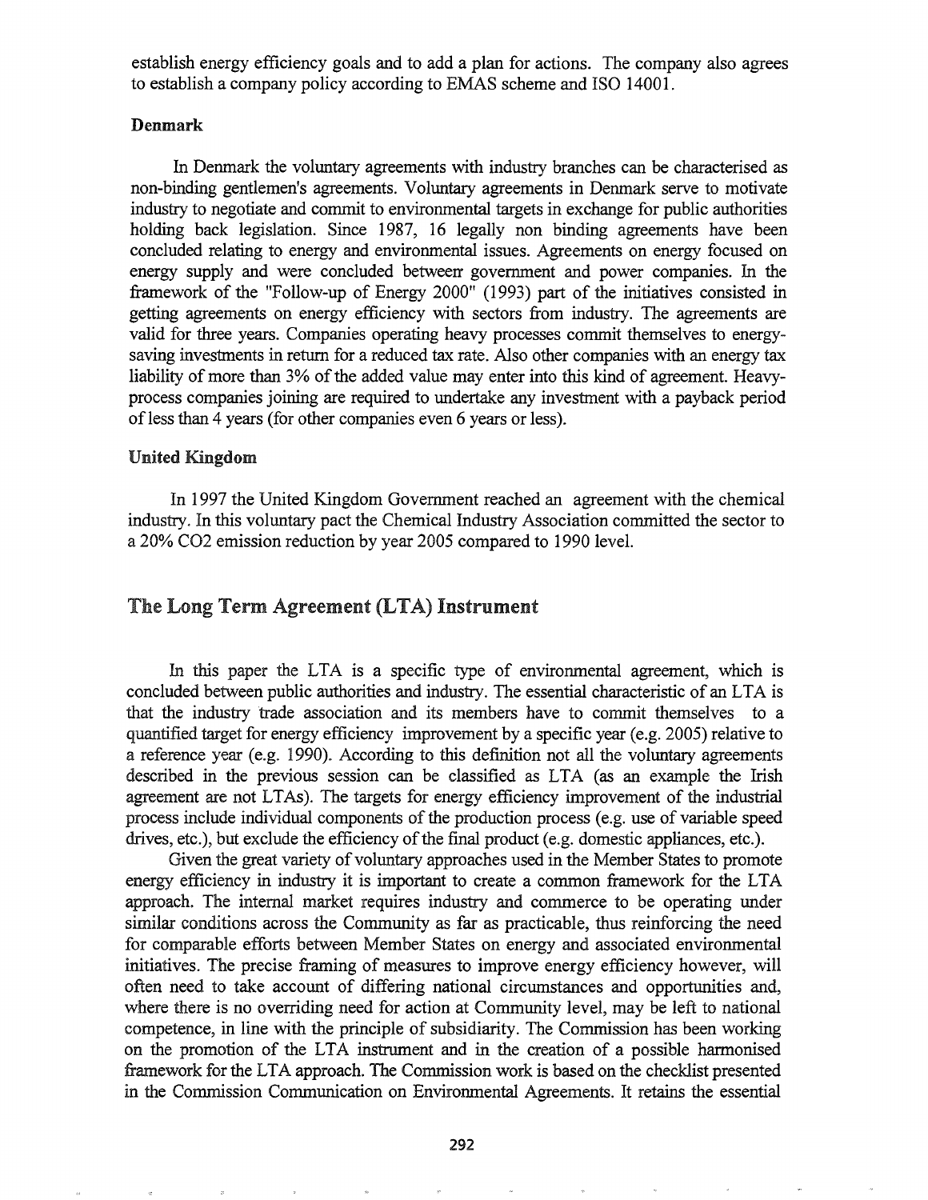establish energy efficiency goals and to add a plan for actions. The company also agrees to establish a company policy according to EMAS scheme and ISO 14001.

### Denmark

In Denmark the voluntary agreements with industry branches can be characterised as non-binding gentlemen's agreements. Voluntary agreements in Denmark serve to motivate industry to negotiate and commit to environmental targets in exchange for public authorities holding back legislation. Since 1987, 16 legally non binding agreements have been concluded relating to energy and environmental issues. Agreements on energy focused on energy supply and were concluded betweerr government and power companies. In the framework of the "Follow-up of Energy 2000" (1993) part of the initiatives consisted in getting agreements on energy efficiency with sectors from industry. The agreements are valid for three years. Companies operating heavy processes commit themselves to energy-saving investments in return for a reduced tax rate. Also other companies with an energy tax liability of more than 3% of the added value may enter into this kind of agreement. Heavy-process companies joining are required to undertake any investment with a payback period of less than 4 years (for other companies even 6 years or less).

### United Kingdom

In 1997 the United Kingdom Government reached an agreement with the chemical industry. In this voluntary pact the Chemical Industry Association committed the sector to a 20% $CO_2$ emission reduction by year 2005 compared to 1990 level.

## The Long Term Agreement (LTA) Instrument

In this paper the LTA is a specific type of environmental agreement, which is concluded between public authorities and industry. The essential characteristic of an LTA is that the industry trade association and its members have to commit themselves to a quantified target for energy efficiency improvement by a specific year (e.g. 2005) relative to a reference year (e.g. 1990). According to this definition not all the voluntary agreements described in the previous session can be classified as LTA (as an example the Irish agreement are not LTAs). The targets for energy efficiency improvement of the industrial process include individual components of the production process (e.g. use of variable speed drives, etc.), but exclude the efficiency of the final product (e.g. domestic appliances, etc.).

Given the great variety of voluntary approaches used in the Member States to promote energy efficiency in industry it is important to create a common framework for the LTA approach. The internal market requires industry and commerce to be operating under similar conditions across the Community as far as practicable, thus reinforcing the need for comparable efforts between Member States on energy and associated environmental initiatives. The precise framing of measures to improve energy efficiency however, will often need to take account of differing national circumstances and opportunities and, where there is no overriding need for action at Community level, may be left to national competence, in line with the principle of subsidiarity. The Commission has been working on the promotion of the LTA instrument and in the creation of a possible harmonised framework for the LTA approach. The Commission work is based on the checklist presented in the Commission Communication on Environmental Agreements. It retains the essential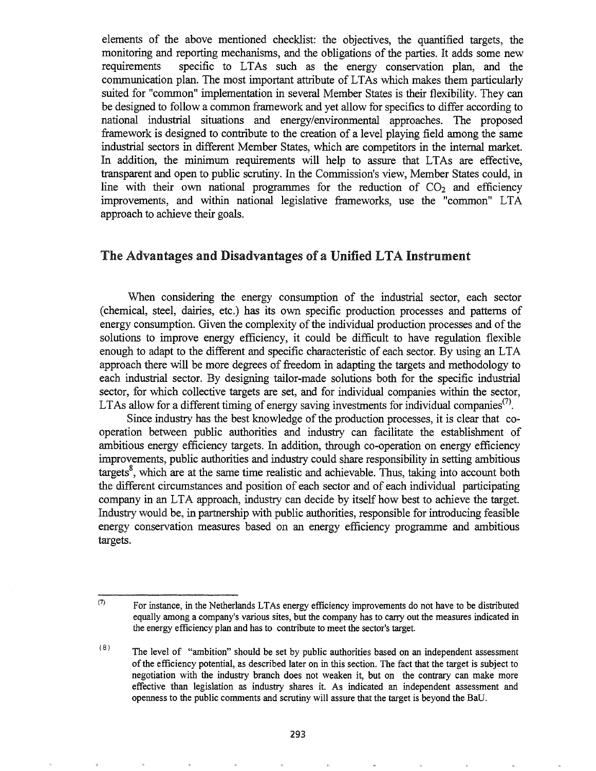elements of the above mentioned checklist: the objectives, the quantified targets, the monitoring and reporting mechanisms, and the obligations of the parties. It adds some new requirements specific to LTAs such as the energy conservation plan, and the communication plan. The most important attribute of LTAs which makes them particularly suited for "common" implementation in several Member States is their flexibility. They can be designed to follow a common framework and yet allow for specifics to differ according to national industrial situations and energy/environmental approaches. The proposed framework is designed to contribute to the creation of a level playing field among the same industrial sectors in different Member States, which are competitors in the internal market. In addition, the minimum requirements will help to assure that LTAs are effective, transparent and open to public scrutiny. In the Commission's view, Member States could, in line with their own national programmes for the reduction of $CO_2$ and efficiency improvements, and within national legislative frameworks, use the "common" LTA approach to achieve their goals.

## The Advantages and Disadvantages of a Unified LTA Instrument

When considering the energy consumption of the industrial sector, each sector (chemical, steel, dairies, etc.) has its own specific production processes and patterns of energy consumption. Given the complexity of the individual production processes and of the solutions to improve energy efficiency, it could be difficult to have regulation flexible enough to adapt to the different and specific characteristic of each sector. By using an LTA approach there will be more degrees of freedom in adapting the targets and methodology to each industrial sector. By designing tailor-made solutions both for the specific industrial sector, for which collective targets are set, and for individual companies within the sector, LTAs allow for a different timing of energy saving investments for individual companies[(7)].

Since industry has the best knowledge of the production processes, it is clear that co-operation between public authorities and industry can facilitate the establishment of ambitious energy efficiency targets. In addition, through co-operation on energy efficiency improvements, public authorities and industry could share responsibility in setting ambitious targets[8], which are at the same time realistic and achievable. Thus, taking into account both the different circumstances and position of each sector and of each individual participating company in an LTA approach, industry can decide by itself how best to achieve the target. Industry would be, in partnership with public authorities, responsible for introducing feasible energy conservation measures based on an energy efficiency programme and ambitious targets.

---

(7) For instance, in the Netherlands LTAs energy efficiency improvements do not have to be distributed equally among a company's various sites, but the company has to carry out the measures indicated in the energy efficiency plan and has to contribute to meet the sector's target.

(8) The level of "ambition" should be set by public authorities based on an independent assessment of the efficiency potential, as described later on in this section. The fact that the target is subject to negotiation with the industry branch does not weaken it, but on the contrary can make more effective than legislation as industry shares it. As indicated an independent assessment and openness to the public comments and scrutiny will assure that the target is beyond the BaU.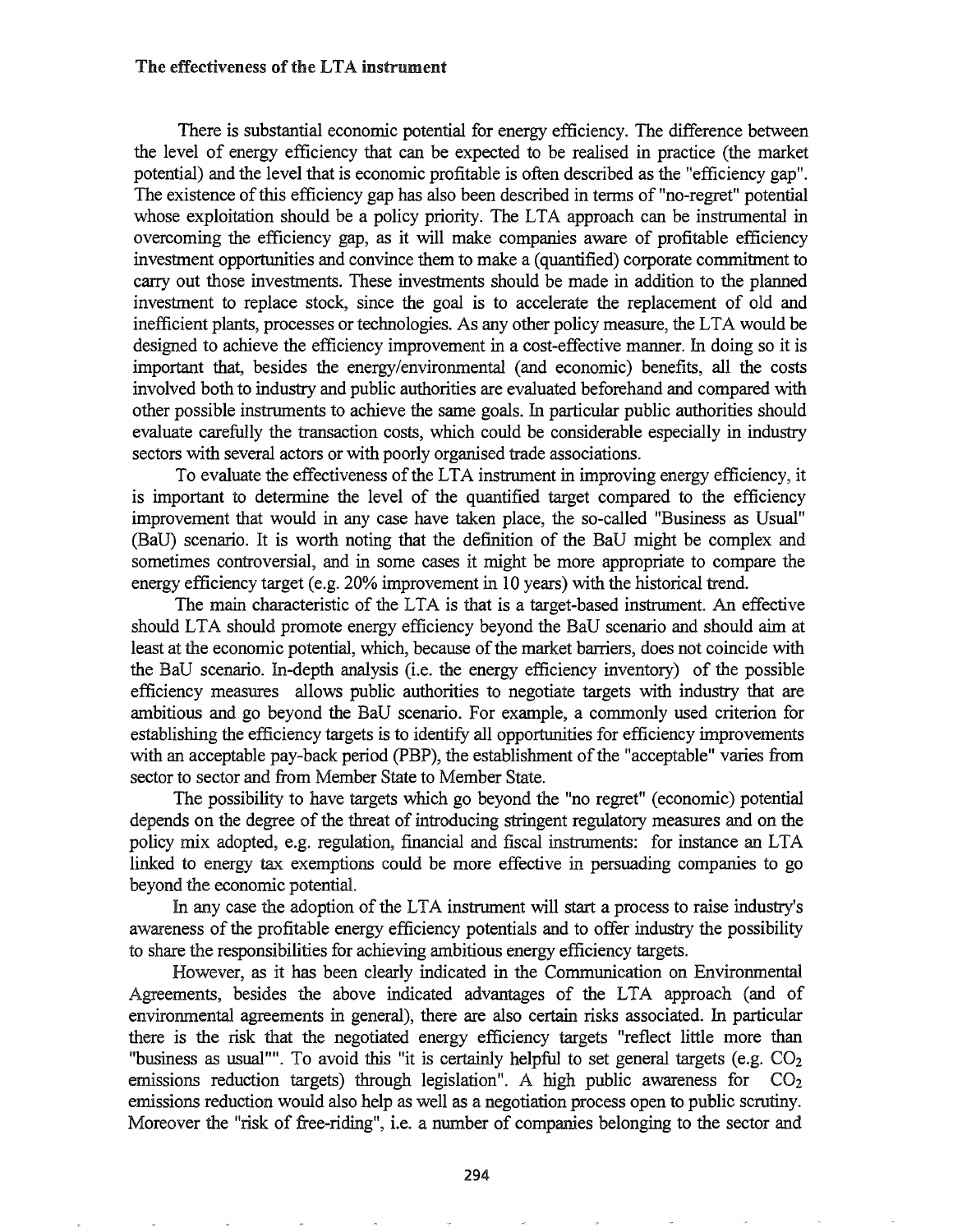### The effectiveness of the LTA instrument

There is substantial economic potential for energy efficiency. The difference between the level of energy efficiency that can be expected to be realised in practice (the market potential) and the level that is economic profitable is often described as the "efficiency gap". The existence of this efficiency gap has also been described in terms of "no-regret" potential whose exploitation should be a policy priority. The LTA approach can be instrumental in overcoming the efficiency gap, as it will make companies aware of profitable efficiency investment opportunities and convince them to make a (quantified) corporate commitment to carry out those investments. These investments should be made in addition to the planned investment to replace stock, since the goal is to accelerate the replacement of old and inefficient plants, processes or technologies. As any other policy measure, the LTA would be designed to achieve the efficiency improvement in a cost-effective manner. In doing so it is important that, besides the energy/environmental (and economic) benefits, all the costs involved both to industry and public authorities are evaluated beforehand and compared with other possible instruments to achieve the same goals. In particular public authorities should evaluate carefully the transaction costs, which could be considerable especially in industry sectors with several actors or with poorly organised trade associations.

To evaluate the effectiveness of the LTA instrument in improving energy efficiency, it is important to determine the level of the quantified target compared to the efficiency improvement that would in any case have taken place, the so-called "Business as Usual" (BaU) scenario. It is worth noting that the definition of the BaU might be complex and sometimes controversial, and in some cases it might be more appropriate to compare the energy efficiency target (e.g. 20% improvement in 10 years) with the historical trend.

The main characteristic of the LTA is that is a target-based instrument. An effective should LTA should promote energy efficiency beyond the BaU scenario and should aim at least at the economic potential, which, because of the market barriers, does not coincide with the BaU scenario. In-depth analysis (i.e. the energy efficiency inventory) of the possible efficiency measures allows public authorities to negotiate targets with industry that are ambitious and go beyond the BaU scenario. For example, a commonly used criterion for establishing the efficiency targets is to identify all opportunities for efficiency improvements with an acceptable pay-back period (PBP), the establishment of the "acceptable" varies from sector to sector and from Member State to Member State.

The possibility to have targets which go beyond the "no regret" (economic) potential depends on the degree of the threat of introducing stringent regulatory measures and on the policy mix adopted, e.g. regulation, financial and fiscal instruments: for instance an LTA linked to energy tax exemptions could be more effective in persuading companies to go beyond the economic potential.

In any case the adoption of the LTA instrument will start a process to raise industry's awareness of the profitable energy efficiency potentials and to offer industry the possibility to share the responsibilities for achieving ambitious energy efficiency targets.

However, as it has been clearly indicated in the Communication on Environmental Agreements, besides the above indicated advantages of the LTA approach (and of environmental agreements in general), there are also certain risks associated. In particular there is the risk that the negotiated energy efficiency targets "reflect little more than "business as usual"". To avoid this "it is certainly helpful to set general targets (e.g. $CO_2$ emissions reduction targets) through legislation". A high public awareness for $CO_2$ emissions reduction would also help as well as a negotiation process open to public scrutiny. Moreover the "risk of free-riding", i.e. a number of companies belonging to the sector and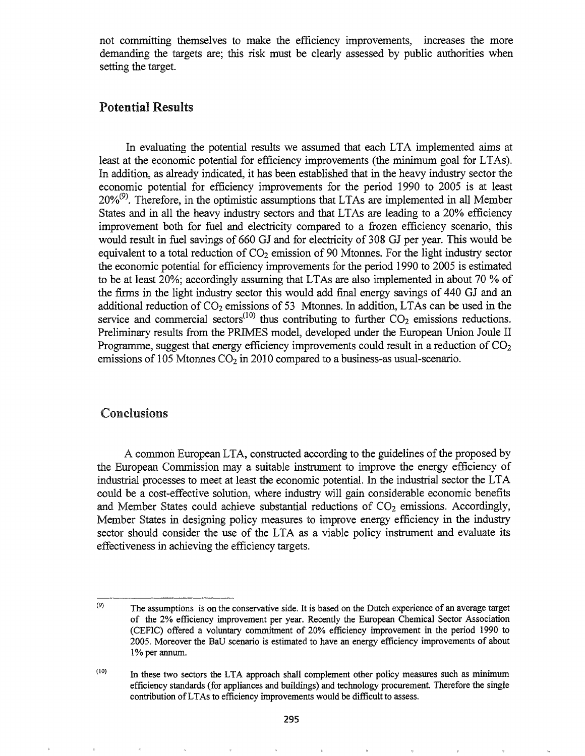not committing themselves to make the efficiency improvements, increases the more demanding the targets are; this risk must be clearly assessed by public authorities when setting the target.

## Potential Results

In evaluating the potential results we assumed that each LTA implemented aims at least at the economic potential for efficiency improvements (the minimum goal for LTAs). In addition, as already indicated, it has been established that in the heavy industry sector the economic potential for efficiency improvements for the period 1990 to 2005 is at least 20%[9]. Therefore, in the optimistic assumptions that LTAs are implemented in all Member States and in all the heavy industry sectors and that LTAs are leading to a 20% efficiency improvement both for fuel and electricity compared to a frozen efficiency scenario, this would result in fuel savings of 660 GJ and for electricity of 308 GJ per year. This would be equivalent to a total reduction of $CO_2$ emission of 90 Mtonnes. For the light industry sector the economic potential for efficiency improvements for the period 1990 to 2005 is estimated to be at least 20%; accordingly assuming that LTAs are also implemented in about 70 % of the firms in the light industry sector this would add final energy savings of 440 GJ and an additional reduction of $CO_2$ emissions of 53 Mtonnes. In addition, LTAs can be used in the service and commercial sectors[10] thus contributing to further $CO_2$ emissions reductions. Preliminary results from the PRIMES model, developed under the European Union Joule II Programme, suggest that energy efficiency improvements could result in a reduction of $CO_2$ emissions of 105 Mtonnes $CO_2$ in 2010 compared to a business-as usual-scenario.

## Conclusions

A common European LTA, constructed according to the guidelines of the proposed by the European Commission may a suitable instrument to improve the energy efficiency of industrial processes to meet at least the economic potential. In the industrial sector the LTA could be a cost-effective solution, where industry will gain considerable economic benefits and Member States could achieve substantial reductions of $CO_2$ emissions. Accordingly, Member States in designing policy measures to improve energy efficiency in the industry sector should consider the use of the LTA as a viable policy instrument and evaluate its effectiveness in achieving the efficiency targets.

---

(9) The assumptions is on the conservative side. It is based on the Dutch experience of an average target of the 2% efficiency improvement per year. Recently the European Chemical Sector Association (CEFIC) offered a voluntary commitment of 20% efficiency improvement in the period 1990 to 2005. Moreover the BaU scenario is estimated to have an energy efficiency improvements of about 1% per annum.

(10) In these two sectors the LTA approach shall complement other policy measures such as minimum efficiency standards (for appliances and buildings) and technology procurement. Therefore the single contribution of LTAs to efficiency improvements would be difficult to assess.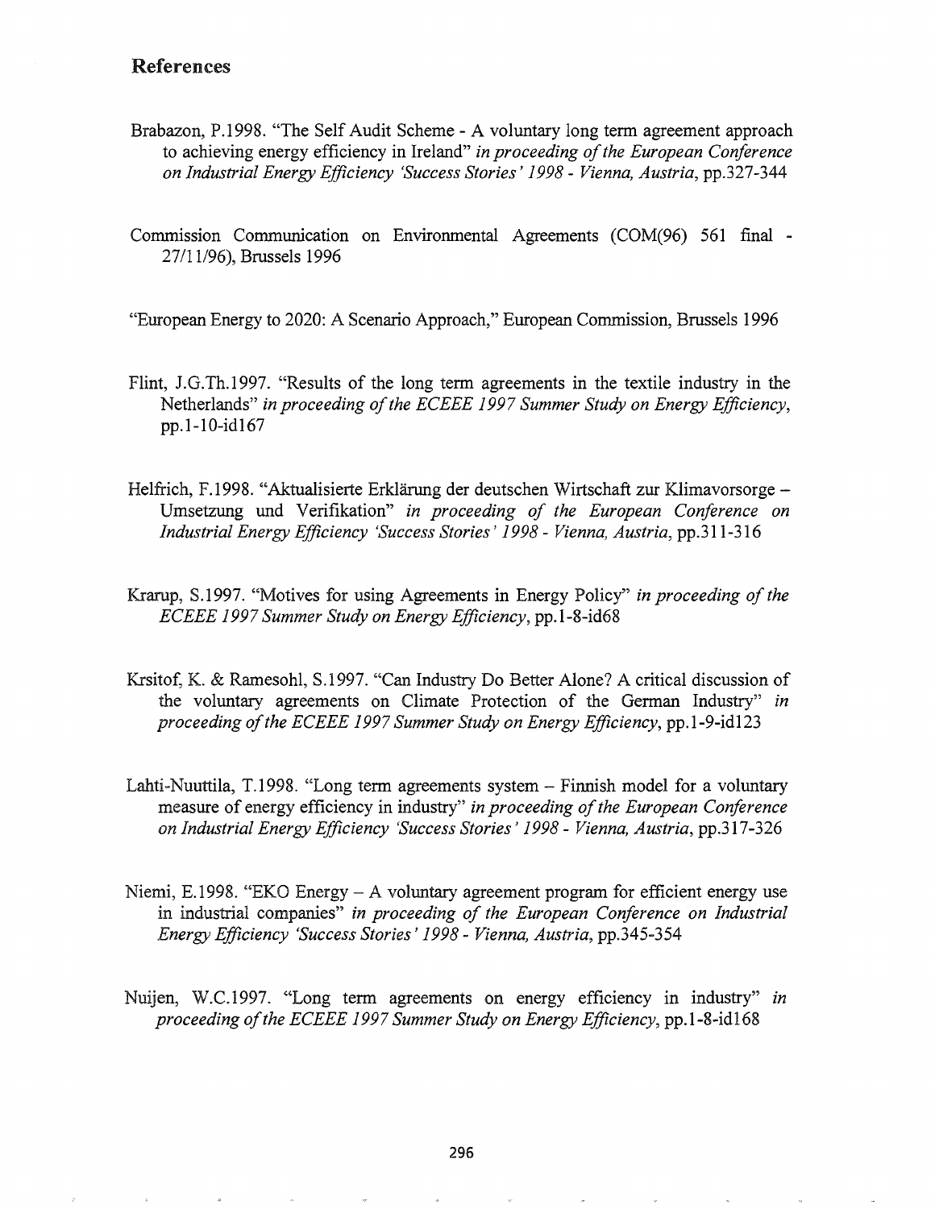## References

Brabazon, P.1998. "The Self Audit Scheme - A voluntary long term agreement approach to achieving energy efficiency in Ireland" *in proceeding of the European Conference on Industrial Energy Efficiency 'Success Stories' 1998 - Vienna, Austria*, pp.327-344

Commission Communication on Environmental Agreements (COM(96) 561 final - 27/11/96), Brussels 1996

"European Energy to 2020: A Scenario Approach," European Commission, Brussels 1996

Flint, J.G.Th.1997. "Results of the long term agreements in the textile industry in the Netherlands" *in proceeding of the ECEEE 1997 Summer Study on Energy Efficiency*, pp.1-10-id167

Helfrich, F.1998. "Aktualisierte Erklärung der deutschen Wirtschaft zur Klimavorsorge – Umsetzung und Verifikation" *in proceeding of the European Conference on Industrial Energy Efficiency 'Success Stories' 1998 - Vienna, Austria*, pp.311-316

Krarup, S.1997. "Motives for using Agreements in Energy Policy" *in proceeding of the ECEEE 1997 Summer Study on Energy Efficiency*, pp.1-8-id68

Krsitof, K. & Ramesohl, S.1997. "Can Industry Do Better Alone? A critical discussion of the voluntary agreements on Climate Protection of the German Industry" *in proceeding of the ECEEE 1997 Summer Study on Energy Efficiency*, pp.1-9-id123

Lahti-Nuuttila, T.1998. "Long term agreements system – Finnish model for a voluntary measure of energy efficiency in industry" *in proceeding of the European Conference on Industrial Energy Efficiency 'Success Stories' 1998 - Vienna, Austria*, pp.317-326

Niemi, E.1998. "EKO Energy – A voluntary agreement program for efficient energy use in industrial companies" *in proceeding of the European Conference on Industrial Energy Efficiency 'Success Stories' 1998 - Vienna, Austria*, pp.345-354

Nuijen, W.C.1997. "Long term agreements on energy efficiency in industry" *in proceeding of the ECEEE 1997 Summer Study on Energy Efficiency*, pp.1-8-id168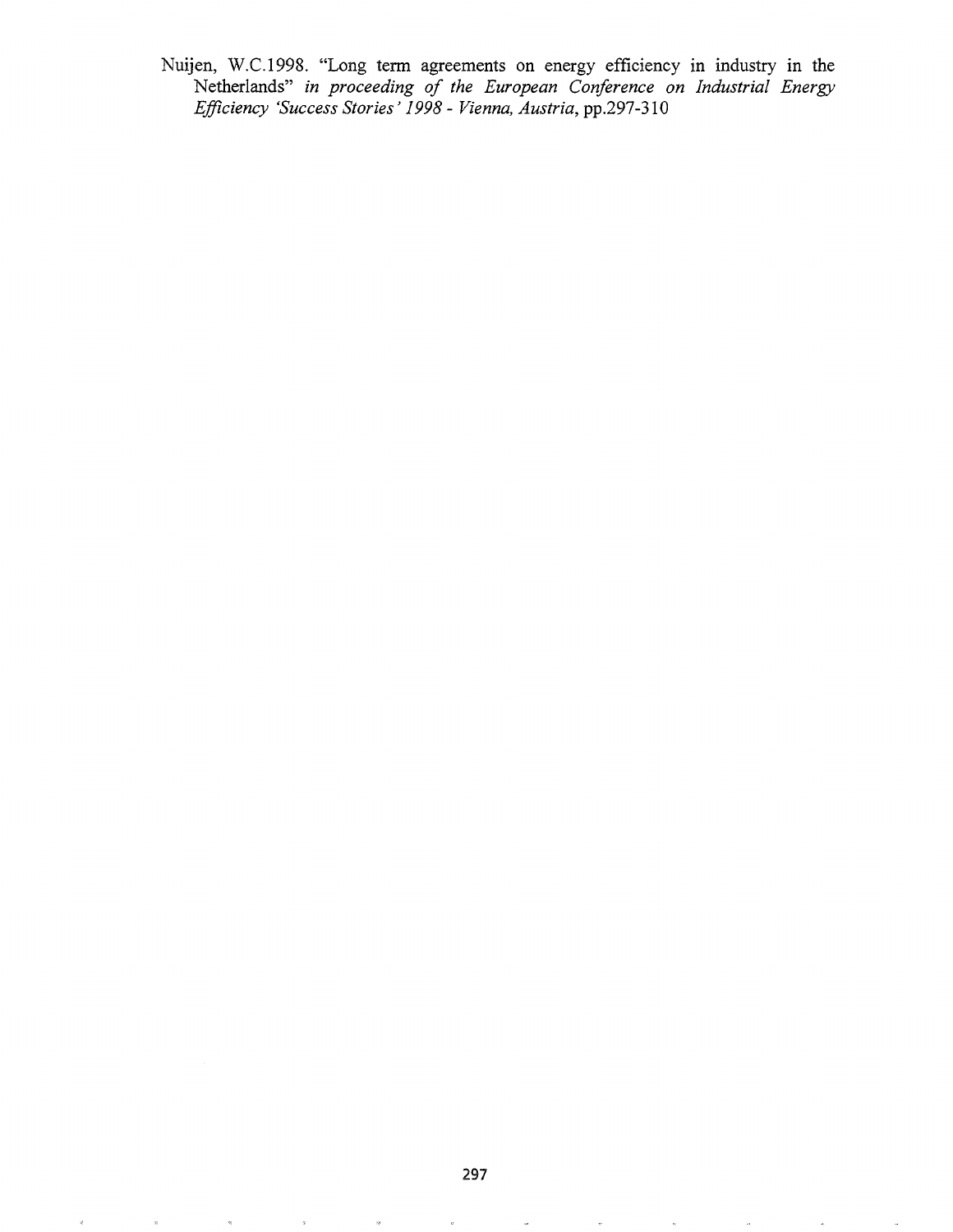Nuijen, W.C.1998. "Long term agreements on energy efficiency in industry in the Netherlands" *in proceeding of the European Conference on Industrial Energy Efficiency 'Success Stories' 1998 - Vienna, Austria*, pp.297-310